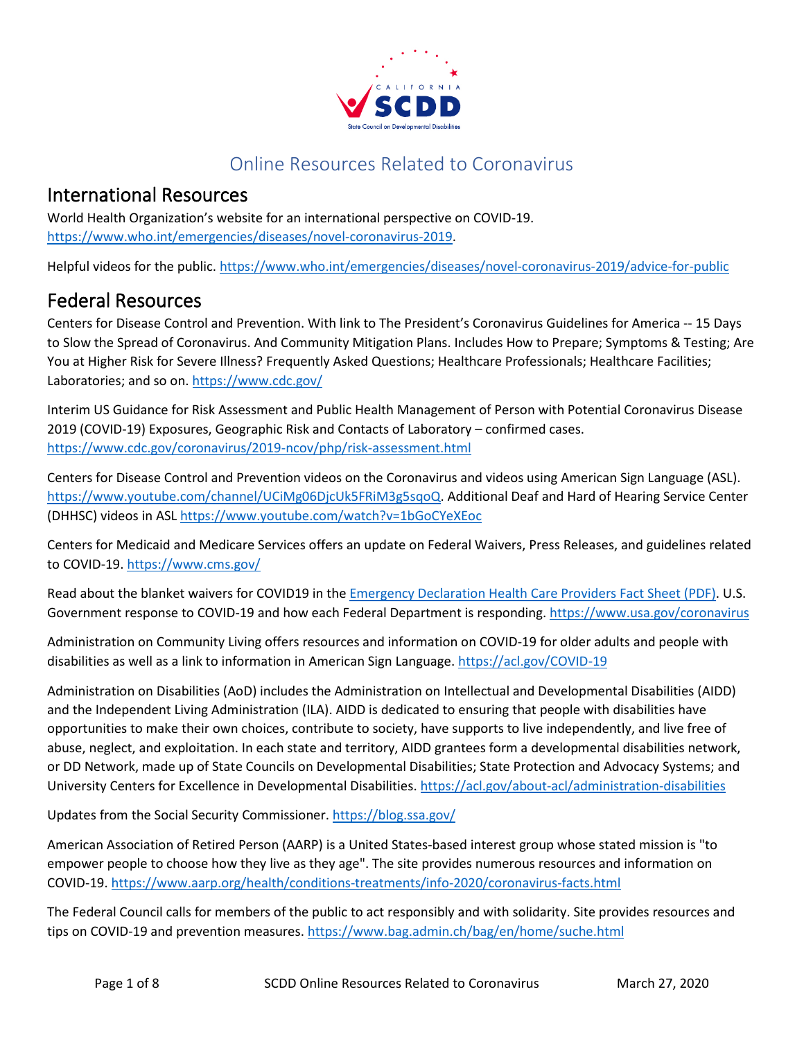# Online Resources Related to Coronavirus

## International Resources

World Health Organization's website for an international perspective on COVID-19. https://www.who.int/emergencies/diseases/novel-coronavirus-2019.

Helpful videos for the public. https://www.who.int/emergencies/diseases/novel-coronavirus-2019/advice-for-public

## Federal Resources

Centers for Disease Control and Prevention. With link to The President's Coronavirus Guidelines for America -- 15 Days to Slow the Spread of Coronavirus. And Community Mitigation Plans. Includes How to Prepare; Symptoms & Testing; Are You at Higher Risk for Severe Illness? Frequently Asked Questions; Healthcare Professionals; Healthcare Facilities; Laboratories; and so on. https://www.cdc.gov/

Interim US Guidance for Risk Assessment and Public Health Management of Person with Potential Coronavirus Disease 2019 (COVID-19) Exposures, Geographic Risk and Contacts of Laboratory – confirmed cases. https://www.cdc.gov/coronavirus/2019-ncov/php/risk-assessment.html

Centers for Disease Control and Prevention videos on the Coronavirus and videos using American Sign Language (ASL). https://www.youtube.com/channel/UCiMg06DjcUk5FRiM3g5sqoQ. Additional Deaf and Hard of Hearing Service Center (DHHSC) videos in ASL https://www.youtube.com/watch?v=1bGoCYeXEoc

Centers for Medicaid and Medicare Services offers an update on Federal Waivers, Press Releases, and guidelines related to COVID-19. https://www.cms.gov/

Read about the blanket waivers for COVID19 in the Emergency Declaration Health Care Providers Fact Sheet (PDF). U.S. Government response to COVID-19 and how each Federal Department is responding. https://www.usa.gov/coronavirus

Administration on Community Living offers resources and information on COVID-19 for older adults and people with disabilities as well as a link to information in American Sign Language. https://acl.gov/COVID-19

Administration on Disabilities (AoD) includes the Administration on Intellectual and Developmental Disabilities (AIDD) and the Independent Living Administration (ILA). AIDD is dedicated to ensuring that people with disabilities have opportunities to make their own choices, contribute to society, have supports to live independently, and live free of abuse, neglect, and exploitation. In each state and territory, AIDD grantees form a developmental disabilities network, or DD Network, made up of State Councils on Developmental Disabilities; State Protection and Advocacy Systems; and University Centers for Excellence in Developmental Disabilities. https://acl.gov/about-acl/administration-disabilities

Updates from the Social Security Commissioner. https://blog.ssa.gov/

American Association of Retired Person (AARP) is a United States-based interest group whose stated mission is "to empower people to choose how they live as they age". The site provides numerous resources and information on COVID-19. https://www.aarp.org/health/conditions-treatments/info-2020/coronavirus-facts.html

The Federal Council calls for members of the public to act responsibly and with solidarity. Site provides resources and tips on COVID-19 and prevention measures. https://www.bag.admin.ch/bag/en/home/suche.html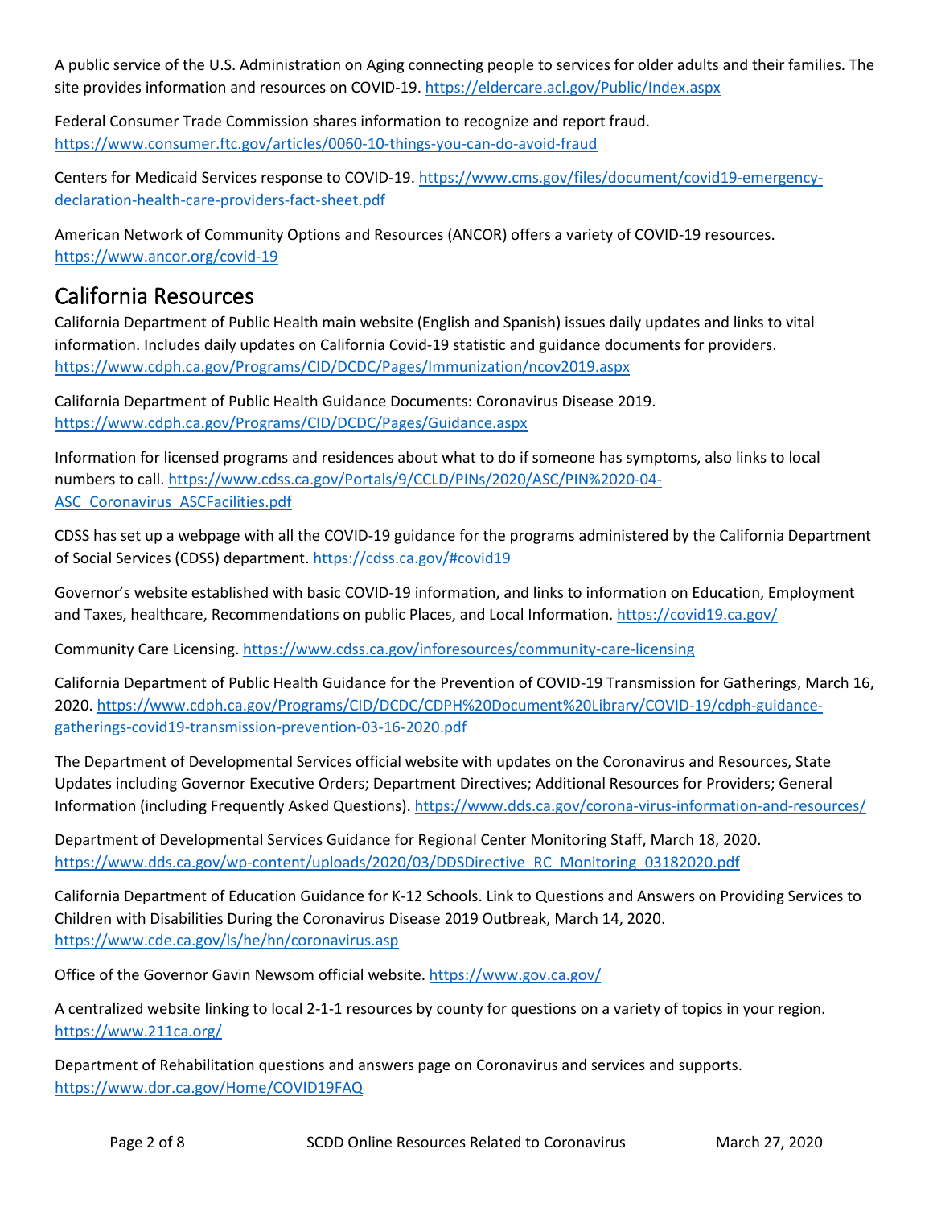A public service of the U.S. Administration on Aging connecting people to services for older adults and their families. The site provides information and resources on COVID-19. https://eldercare.acl.gov/Public/Index.aspx

Federal Consumer Trade Commission shares information to recognize and report fraud. https://www.consumer.ftc.gov/articles/0060-10-things-you-can-do-avoid-fraud

Centers for Medicaid Services response to COVID-19. https://www.cms.gov/files/document/covid19-emergency-declaration-health-care-providers-fact-sheet.pdf

American Network of Community Options and Resources (ANCOR) offers a variety of COVID-19 resources. https://www.ancor.org/covid-19

## California Resources

California Department of Public Health main website (English and Spanish) issues daily updates and links to vital information. Includes daily updates on California Covid-19 statistic and guidance documents for providers. https://www.cdph.ca.gov/Programs/CID/DCDC/Pages/Immunization/ncov2019.aspx

California Department of Public Health Guidance Documents: Coronavirus Disease 2019. https://www.cdph.ca.gov/Programs/CID/DCDC/Pages/Guidance.aspx

Information for licensed programs and residences about what to do if someone has symptoms, also links to local numbers to call. https://www.cdss.ca.gov/Portals/9/CCLD/PINs/2020/ASC/PIN%2020-04-ASC_Coronavirus_ASCFacilities.pdf

CDSS has set up a webpage with all the COVID-19 guidance for the programs administered by the California Department of Social Services (CDSS) department. https://cdss.ca.gov/#covid19

Governor's website established with basic COVID-19 information, and links to information on Education, Employment and Taxes, healthcare, Recommendations on public Places, and Local Information. https://covid19.ca.gov/

Community Care Licensing. https://www.cdss.ca.gov/inforesources/community-care-licensing

California Department of Public Health Guidance for the Prevention of COVID-19 Transmission for Gatherings, March 16, 2020. https://www.cdph.ca.gov/Programs/CID/DCDC/CDPH%20Document%20Library/COVID-19/cdph-guidance-gatherings-covid19-transmission-prevention-03-16-2020.pdf

The Department of Developmental Services official website with updates on the Coronavirus and Resources, State Updates including Governor Executive Orders; Department Directives; Additional Resources for Providers; General Information (including Frequently Asked Questions). https://www.dds.ca.gov/corona-virus-information-and-resources/

Department of Developmental Services Guidance for Regional Center Monitoring Staff, March 18, 2020. https://www.dds.ca.gov/wp-content/uploads/2020/03/DDSDirective_RC_Monitoring_03182020.pdf

California Department of Education Guidance for K-12 Schools. Link to Questions and Answers on Providing Services to Children with Disabilities During the Coronavirus Disease 2019 Outbreak, March 14, 2020. https://www.cde.ca.gov/ls/he/hn/coronavirus.asp

Office of the Governor Gavin Newsom official website. https://www.gov.ca.gov/

A centralized website linking to local 2-1-1 resources by county for questions on a variety of topics in your region. https://www.211ca.org/

Department of Rehabilitation questions and answers page on Coronavirus and services and supports. https://www.dor.ca.gov/Home/COVID19FAQ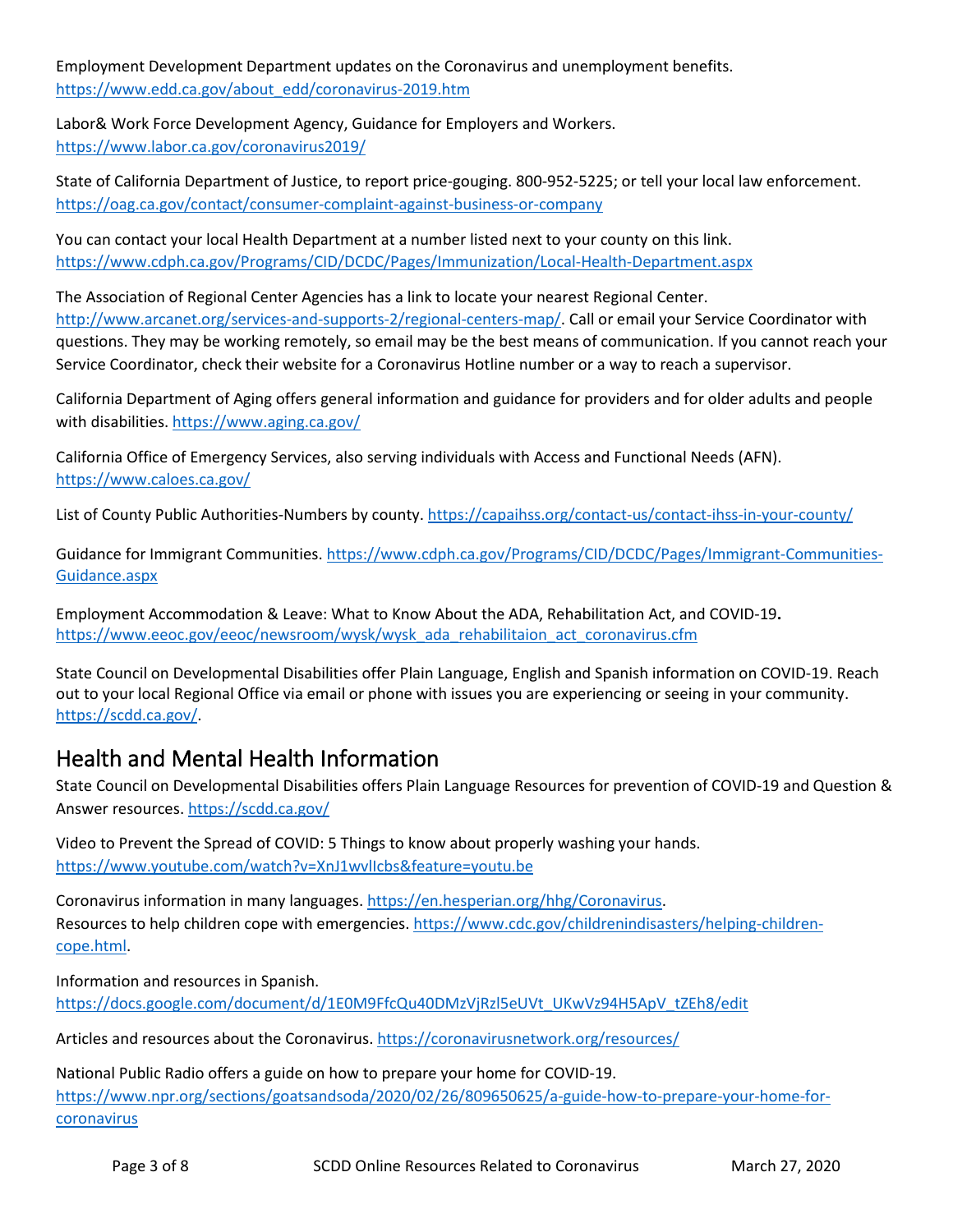Employment Development Department updates on the Coronavirus and unemployment benefits.
https://www.edd.ca.gov/about_edd/coronavirus-2019.htm

Labor& Work Force Development Agency, Guidance for Employers and Workers.
https://www.labor.ca.gov/coronavirus2019/

State of California Department of Justice, to report price-gouging. 800-952-5225; or tell your local law enforcement.
https://oag.ca.gov/contact/consumer-complaint-against-business-or-company

You can contact your local Health Department at a number listed next to your county on this link.
https://www.cdph.ca.gov/Programs/CID/DCDC/Pages/Immunization/Local-Health-Department.aspx

The Association of Regional Center Agencies has a link to locate your nearest Regional Center.
http://www.arcanet.org/services-and-supports-2/regional-centers-map/. Call or email your Service Coordinator with questions. They may be working remotely, so email may be the best means of communication. If you cannot reach your Service Coordinator, check their website for a Coronavirus Hotline number or a way to reach a supervisor.

California Department of Aging offers general information and guidance for providers and for older adults and people with disabilities. https://www.aging.ca.gov/

California Office of Emergency Services, also serving individuals with Access and Functional Needs (AFN).
https://www.caloes.ca.gov/

List of County Public Authorities-Numbers by county. https://capaihss.org/contact-us/contact-ihss-in-your-county/

Guidance for Immigrant Communities. https://www.cdph.ca.gov/Programs/CID/DCDC/Pages/Immigrant-Communities-Guidance.aspx

Employment Accommodation & Leave: What to Know About the ADA, Rehabilitation Act, and COVID-19**.**
https://www.eeoc.gov/eeoc/newsroom/wysk/wysk_ada_rehabilitaion_act_coronavirus.cfm

State Council on Developmental Disabilities offer Plain Language, English and Spanish information on COVID-19. Reach out to your local Regional Office via email or phone with issues you are experiencing or seeing in your community.
https://scdd.ca.gov/.

## Health and Mental Health Information

State Council on Developmental Disabilities offers Plain Language Resources for prevention of COVID-19 and Question & Answer resources. https://scdd.ca.gov/

Video to Prevent the Spread of COVID: 5 Things to know about properly washing your hands.
https://www.youtube.com/watch?v=XnJ1wvlIcbs&feature=youtu.be

Coronavirus information in many languages. https://en.hesperian.org/hhg/Coronavirus.
Resources to help children cope with emergencies. https://www.cdc.gov/childrenindisasters/helping-children-cope.html.

Information and resources in Spanish.
https://docs.google.com/document/d/1E0M9FfcQu40DMzVjRzl5eUVt_UKwVz94H5ApV_tZEh8/edit

Articles and resources about the Coronavirus. https://coronavirusnetwork.org/resources/

National Public Radio offers a guide on how to prepare your home for COVID-19.
https://www.npr.org/sections/goatsandsoda/2020/02/26/809650625/a-guide-how-to-prepare-your-home-for-coronavirus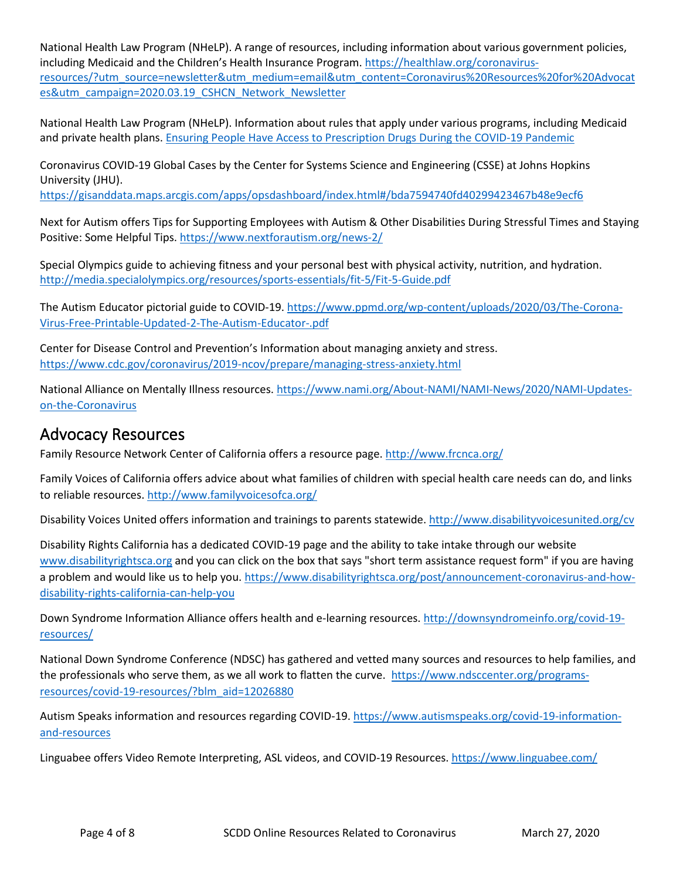National Health Law Program (NHeLP). A range of resources, including information about various government policies, including Medicaid and the Children's Health Insurance Program. https://healthlaw.org/coronavirus-resources/?utm_source=newsletter&utm_medium=email&utm_content=Coronavirus%20Resources%20for%20Advocates&utm_campaign=2020.03.19_CSHCN_Network_Newsletter

National Health Law Program (NHeLP). Information about rules that apply under various programs, including Medicaid and private health plans. Ensuring People Have Access to Prescription Drugs During the COVID-19 Pandemic

Coronavirus COVID-19 Global Cases by the Center for Systems Science and Engineering (CSSE) at Johns Hopkins University (JHU). https://gisanddata.maps.arcgis.com/apps/opsdashboard/index.html#/bda7594740fd40299423467b48e9ecf6

Next for Autism offers Tips for Supporting Employees with Autism & Other Disabilities During Stressful Times and Staying Positive: Some Helpful Tips. https://www.nextforautism.org/news-2/

Special Olympics guide to achieving fitness and your personal best with physical activity, nutrition, and hydration. http://media.specialolympics.org/resources/sports-essentials/fit-5/Fit-5-Guide.pdf

The Autism Educator pictorial guide to COVID-19. https://www.ppmd.org/wp-content/uploads/2020/03/The-Corona-Virus-Free-Printable-Updated-2-The-Autism-Educator-.pdf

Center for Disease Control and Prevention's Information about managing anxiety and stress. https://www.cdc.gov/coronavirus/2019-ncov/prepare/managing-stress-anxiety.html

National Alliance on Mentally Illness resources. https://www.nami.org/About-NAMI/NAMI-News/2020/NAMI-Updates-on-the-Coronavirus

## Advocacy Resources

Family Resource Network Center of California offers a resource page. http://www.frcnca.org/

Family Voices of California offers advice about what families of children with special health care needs can do, and links to reliable resources. http://www.familyvoicesofca.org/

Disability Voices United offers information and trainings to parents statewide. http://www.disabilityvoicesunited.org/cv

Disability Rights California has a dedicated COVID-19 page and the ability to take intake through our website www.disabilityrightsca.org and you can click on the box that says "short term assistance request form" if you are having a problem and would like us to help you. https://www.disabilityrightsca.org/post/announcement-coronavirus-and-how-disability-rights-california-can-help-you

Down Syndrome Information Alliance offers health and e-learning resources. http://downsyndromeinfo.org/covid-19-resources/

National Down Syndrome Conference (NDSC) has gathered and vetted many sources and resources to help families, and the professionals who serve them, as we all work to flatten the curve. https://www.ndsccenter.org/programs-resources/covid-19-resources/?blm_aid=12026880

Autism Speaks information and resources regarding COVID-19. https://www.autismspeaks.org/covid-19-information-and-resources

Linguabee offers Video Remote Interpreting, ASL videos, and COVID-19 Resources. https://www.linguabee.com/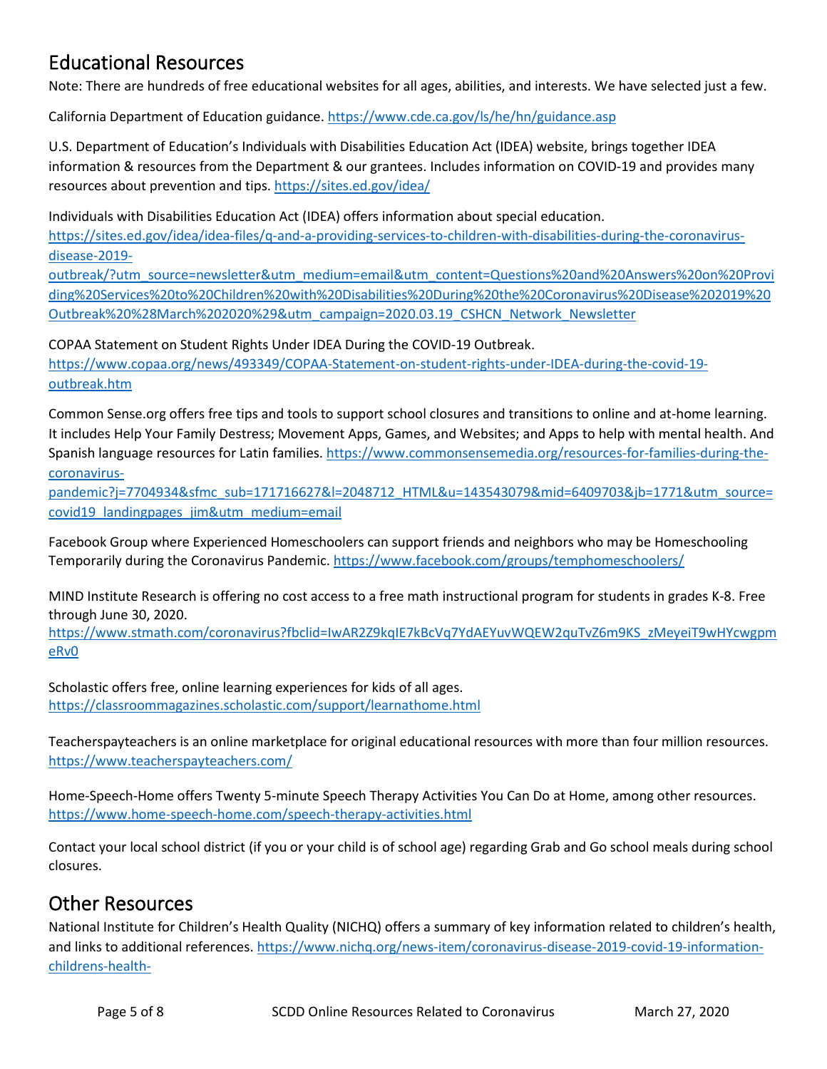## Educational Resources

Note: There are hundreds of free educational websites for all ages, abilities, and interests. We have selected just a few.

California Department of Education guidance. https://www.cde.ca.gov/ls/he/hn/guidance.asp

U.S. Department of Education's Individuals with Disabilities Education Act (IDEA) website, brings together IDEA information & resources from the Department & our grantees. Includes information on COVID-19 and provides many resources about prevention and tips. https://sites.ed.gov/idea/

Individuals with Disabilities Education Act (IDEA) offers information about special education. https://sites.ed.gov/idea/idea-files/q-and-a-providing-services-to-children-with-disabilities-during-the-coronavirus-disease-2019-outbreak/?utm_source=newsletter&utm_medium=email&utm_content=Questions%20and%20Answers%20on%20Providing%20Services%20to%20Children%20with%20Disabilities%20During%20the%20Coronavirus%20Disease%202019%20Outbreak%20%28March%202020%29&utm_campaign=2020.03.19_CSHCN_Network_Newsletter

COPAA Statement on Student Rights Under IDEA During the COVID-19 Outbreak. https://www.copaa.org/news/493349/COPAA-Statement-on-student-rights-under-IDEA-during-the-covid-19-outbreak.htm

Common Sense.org offers free tips and tools to support school closures and transitions to online and at-home learning. It includes Help Your Family Destress; Movement Apps, Games, and Websites; and Apps to help with mental health. And Spanish language resources for Latin families. https://www.commonsensemedia.org/resources-for-families-during-the-coronavirus-pandemic?j=7704934&sfmc_sub=171716627&l=2048712_HTML&u=143543079&mid=6409703&jb=1771&utm_source=covid19_landingpages_jim&utm_medium=email

Facebook Group where Experienced Homeschoolers can support friends and neighbors who may be Homeschooling Temporarily during the Coronavirus Pandemic. https://www.facebook.com/groups/temphomeschoolers/

MIND Institute Research is offering no cost access to a free math instructional program for students in grades K-8. Free through June 30, 2020. https://www.stmath.com/coronavirus?fbclid=IwAR2Z9kqIE7kBcVq7YdAEYuvWQEW2quTvZ6m9KS_zMeyeiT9wHYcwgpmeRv0

Scholastic offers free, online learning experiences for kids of all ages. https://classroommagazines.scholastic.com/support/learnathome.html

Teacherspayteachers is an online marketplace for original educational resources with more than four million resources. https://www.teacherspayteachers.com/

Home-Speech-Home offers Twenty 5-minute Speech Therapy Activities You Can Do at Home, among other resources. https://www.home-speech-home.com/speech-therapy-activities.html

Contact your local school district (if you or your child is of school age) regarding Grab and Go school meals during school closures.

## Other Resources

National Institute for Children's Health Quality (NICHQ) offers a summary of key information related to children's health, and links to additional references. https://www.nichq.org/news-item/coronavirus-disease-2019-covid-19-information-childrens-health-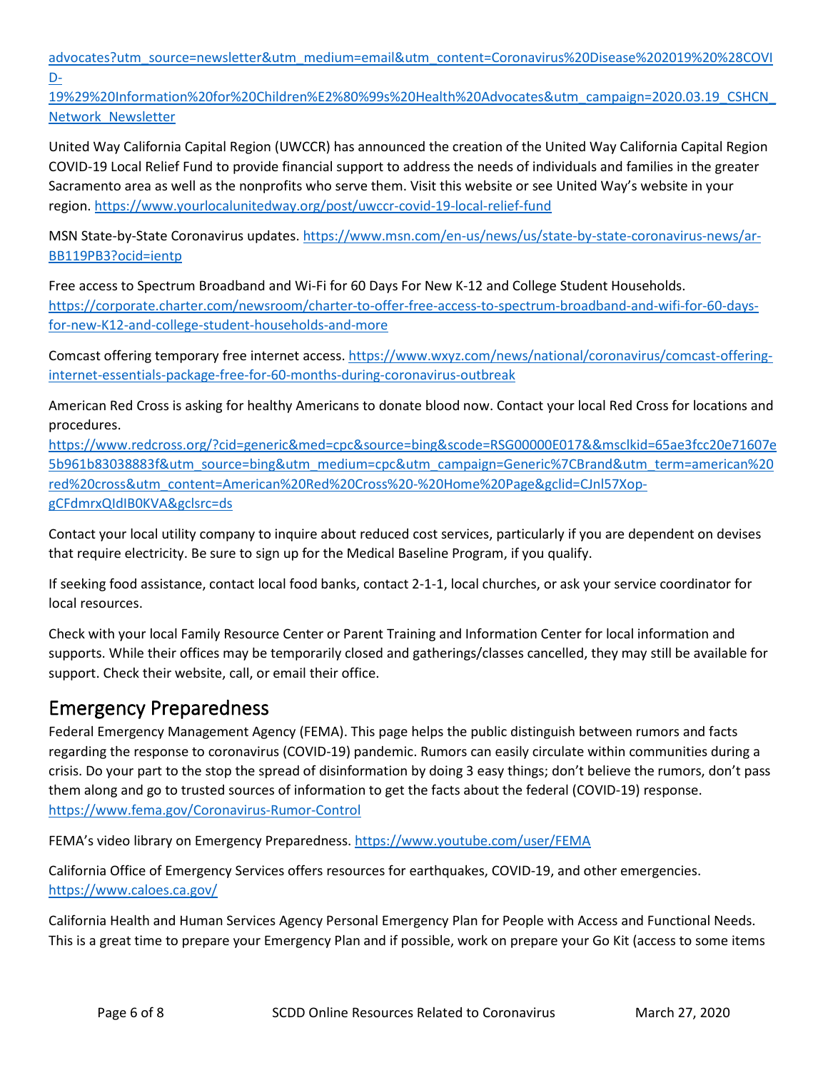advocates?utm_source=newsletter&utm_medium=email&utm_content=Coronavirus%20Disease%202019%20%28COVID-19%29%20Information%20for%20Children%E2%80%99s%20Health%20Advocates&utm_campaign=2020.03.19_CSHCN_Network_Newsletter

United Way California Capital Region (UWCCR) has announced the creation of the United Way California Capital Region COVID-19 Local Relief Fund to provide financial support to address the needs of individuals and families in the greater Sacramento area as well as the nonprofits who serve them. Visit this website or see United Way's website in your region. https://www.yourlocalunitedway.org/post/uwccr-covid-19-local-relief-fund

MSN State-by-State Coronavirus updates. https://www.msn.com/en-us/news/us/state-by-state-coronavirus-news/ar-BB119PB3?ocid=ientp

Free access to Spectrum Broadband and Wi-Fi for 60 Days For New K-12 and College Student Households. https://corporate.charter.com/newsroom/charter-to-offer-free-access-to-spectrum-broadband-and-wifi-for-60-days-for-new-K12-and-college-student-households-and-more

Comcast offering temporary free internet access. https://www.wxyz.com/news/national/coronavirus/comcast-offering-internet-essentials-package-free-for-60-months-during-coronavirus-outbreak

American Red Cross is asking for healthy Americans to donate blood now. Contact your local Red Cross for locations and procedures. https://www.redcross.org/?cid=generic&med=cpc&source=bing&scode=RSG00000E017&&msclkid=65ae3fcc20e71607e5b961b83038883f&utm_source=bing&utm_medium=cpc&utm_campaign=Generic%7CBrand&utm_term=american%20red%20cross&utm_content=American%20Red%20Cross%20-%20Home%20Page&gclid=CJnl57Xop-gCFdmrxQIdIB0KVA&gclsrc=ds

Contact your local utility company to inquire about reduced cost services, particularly if you are dependent on devises that require electricity. Be sure to sign up for the Medical Baseline Program, if you qualify.

If seeking food assistance, contact local food banks, contact 2-1-1, local churches, or ask your service coordinator for local resources.

Check with your local Family Resource Center or Parent Training and Information Center for local information and supports. While their offices may be temporarily closed and gatherings/classes cancelled, they may still be available for support. Check their website, call, or email their office.

## Emergency Preparedness

Federal Emergency Management Agency (FEMA). This page helps the public distinguish between rumors and facts regarding the response to coronavirus (COVID-19) pandemic. Rumors can easily circulate within communities during a crisis. Do your part to the stop the spread of disinformation by doing 3 easy things; don't believe the rumors, don't pass them along and go to trusted sources of information to get the facts about the federal (COVID-19) response. https://www.fema.gov/Coronavirus-Rumor-Control

FEMA's video library on Emergency Preparedness. https://www.youtube.com/user/FEMA

California Office of Emergency Services offers resources for earthquakes, COVID-19, and other emergencies. https://www.caloes.ca.gov/

California Health and Human Services Agency Personal Emergency Plan for People with Access and Functional Needs. This is a great time to prepare your Emergency Plan and if possible, work on prepare your Go Kit (access to some items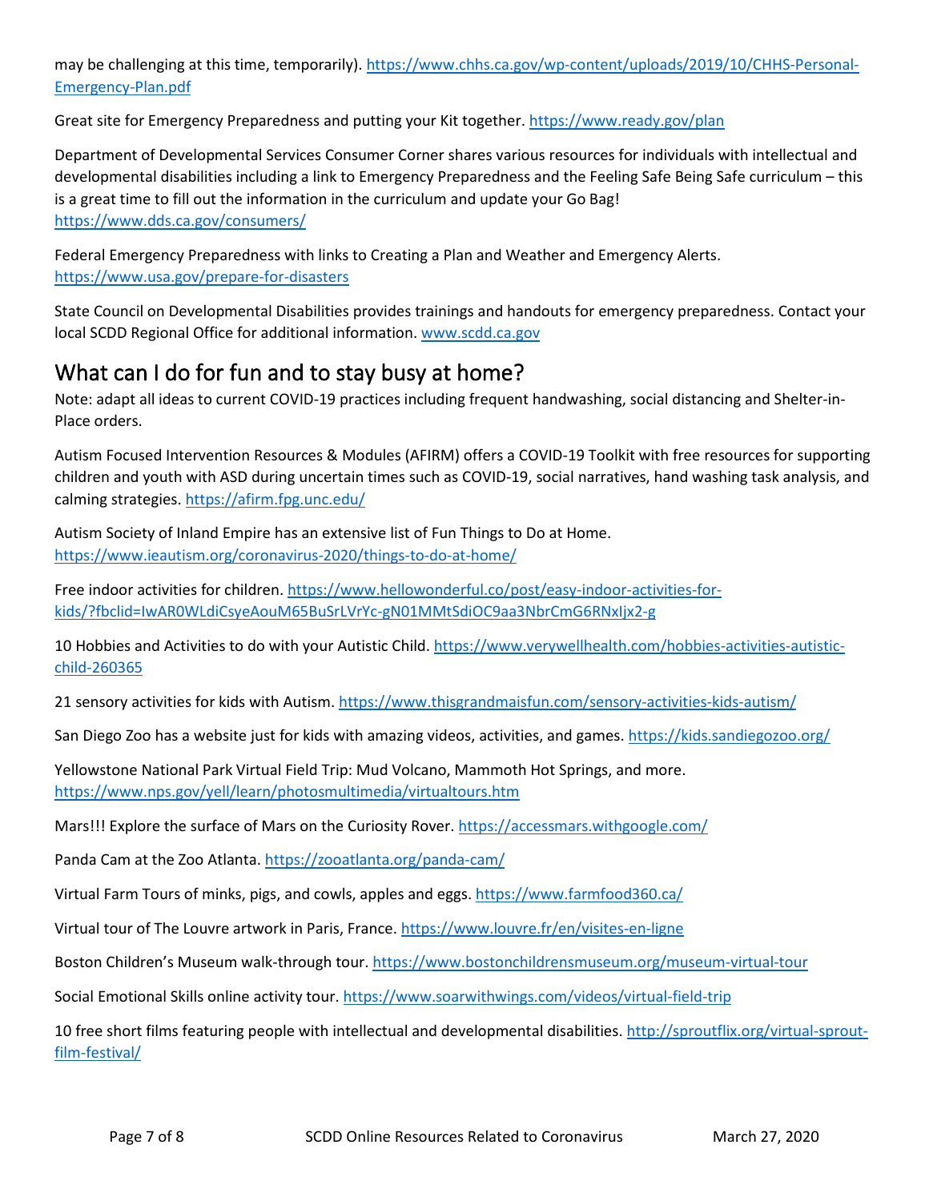may be challenging at this time, temporarily). https://www.chhs.ca.gov/wp-content/uploads/2019/10/CHHS-Personal-Emergency-Plan.pdf

Great site for Emergency Preparedness and putting your Kit together. https://www.ready.gov/plan

Department of Developmental Services Consumer Corner shares various resources for individuals with intellectual and developmental disabilities including a link to Emergency Preparedness and the Feeling Safe Being Safe curriculum – this is a great time to fill out the information in the curriculum and update your Go Bag! https://www.dds.ca.gov/consumers/

Federal Emergency Preparedness with links to Creating a Plan and Weather and Emergency Alerts. https://www.usa.gov/prepare-for-disasters

State Council on Developmental Disabilities provides trainings and handouts for emergency preparedness. Contact your local SCDD Regional Office for additional information. www.scdd.ca.gov

## What can I do for fun and to stay busy at home?

Note: adapt all ideas to current COVID-19 practices including frequent handwashing, social distancing and Shelter-in-Place orders.

Autism Focused Intervention Resources & Modules (AFIRM) offers a COVID-19 Toolkit with free resources for supporting children and youth with ASD during uncertain times such as COVID-19, social narratives, hand washing task analysis, and calming strategies. https://afirm.fpg.unc.edu/

Autism Society of Inland Empire has an extensive list of Fun Things to Do at Home. https://www.ieautism.org/coronavirus-2020/things-to-do-at-home/

Free indoor activities for children. https://www.hellowonderful.co/post/easy-indoor-activities-for-kids/?fbclid=IwAR0WLdiCsyeAouM65BuSrLVrYc-gN01MMtSdiOC9aa3NbrCmG6RNxIjx2-g

10 Hobbies and Activities to do with your Autistic Child. https://www.verywellhealth.com/hobbies-activities-autistic-child-260365

21 sensory activities for kids with Autism. https://www.thisgrandmaisfun.com/sensory-activities-kids-autism/

San Diego Zoo has a website just for kids with amazing videos, activities, and games. https://kids.sandiegozoo.org/

Yellowstone National Park Virtual Field Trip: Mud Volcano, Mammoth Hot Springs, and more. https://www.nps.gov/yell/learn/photosmultimedia/virtualtours.htm

Mars!!! Explore the surface of Mars on the Curiosity Rover. https://accessmars.withgoogle.com/

Panda Cam at the Zoo Atlanta. https://zooatlanta.org/panda-cam/

Virtual Farm Tours of minks, pigs, and cowls, apples and eggs. https://www.farmfood360.ca/

Virtual tour of The Louvre artwork in Paris, France. https://www.louvre.fr/en/visites-en-ligne

Boston Children's Museum walk-through tour. https://www.bostonchildrensmuseum.org/museum-virtual-tour

Social Emotional Skills online activity tour. https://www.soarwithwings.com/videos/virtual-field-trip

10 free short films featuring people with intellectual and developmental disabilities. http://sproutflix.org/virtual-sprout-film-festival/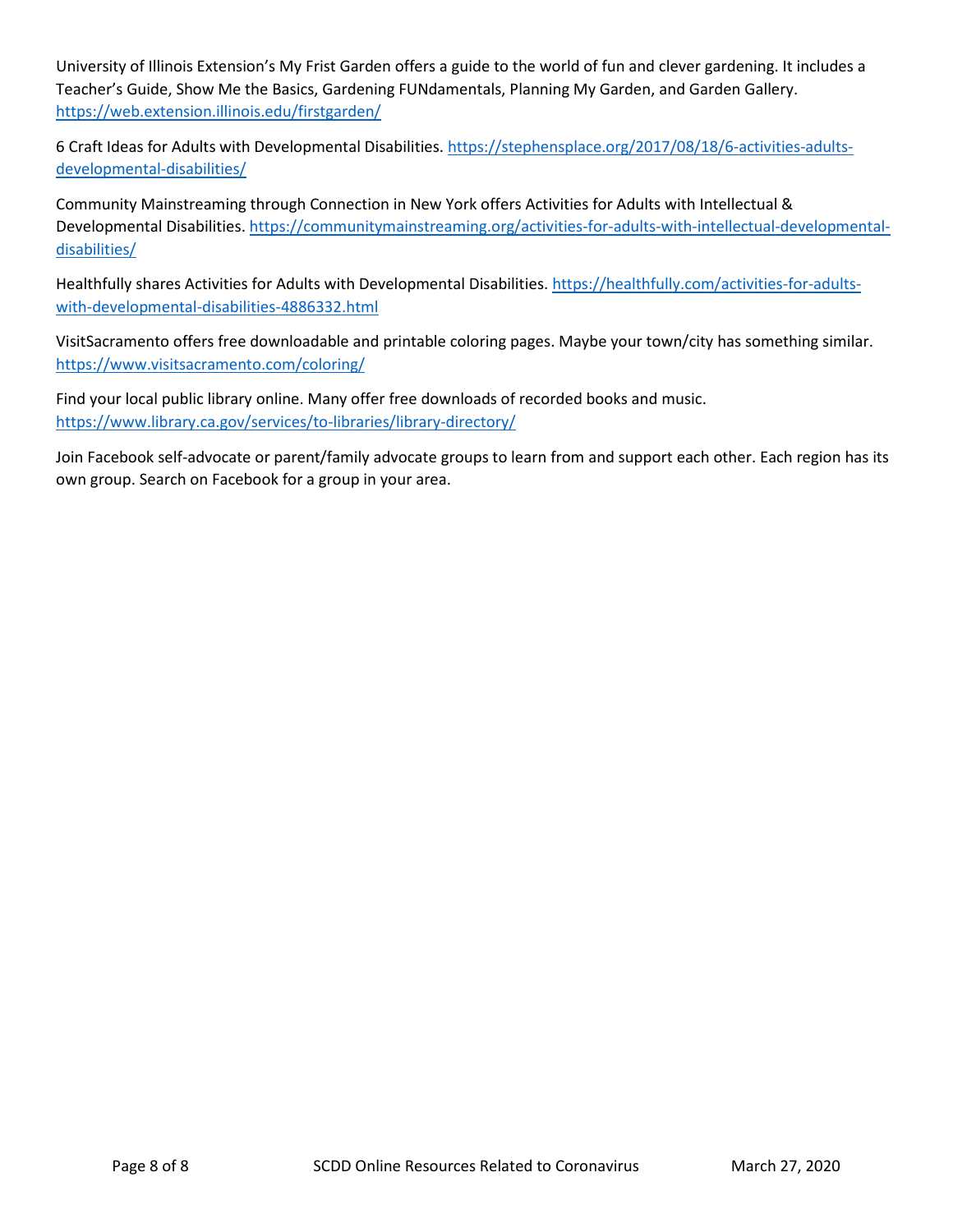University of Illinois Extension's My Frist Garden offers a guide to the world of fun and clever gardening. It includes a Teacher's Guide, Show Me the Basics, Gardening FUNdamentals, Planning My Garden, and Garden Gallery. https://web.extension.illinois.edu/firstgarden/

6 Craft Ideas for Adults with Developmental Disabilities. https://stephensplace.org/2017/08/18/6-activities-adults-developmental-disabilities/

Community Mainstreaming through Connection in New York offers Activities for Adults with Intellectual & Developmental Disabilities. https://communitymainstreaming.org/activities-for-adults-with-intellectual-developmental-disabilities/

Healthfully shares Activities for Adults with Developmental Disabilities. https://healthfully.com/activities-for-adults-with-developmental-disabilities-4886332.html

VisitSacramento offers free downloadable and printable coloring pages. Maybe your town/city has something similar. https://www.visitsacramento.com/coloring/

Find your local public library online. Many offer free downloads of recorded books and music. https://www.library.ca.gov/services/to-libraries/library-directory/

Join Facebook self-advocate or parent/family advocate groups to learn from and support each other. Each region has its own group. Search on Facebook for a group in your area.